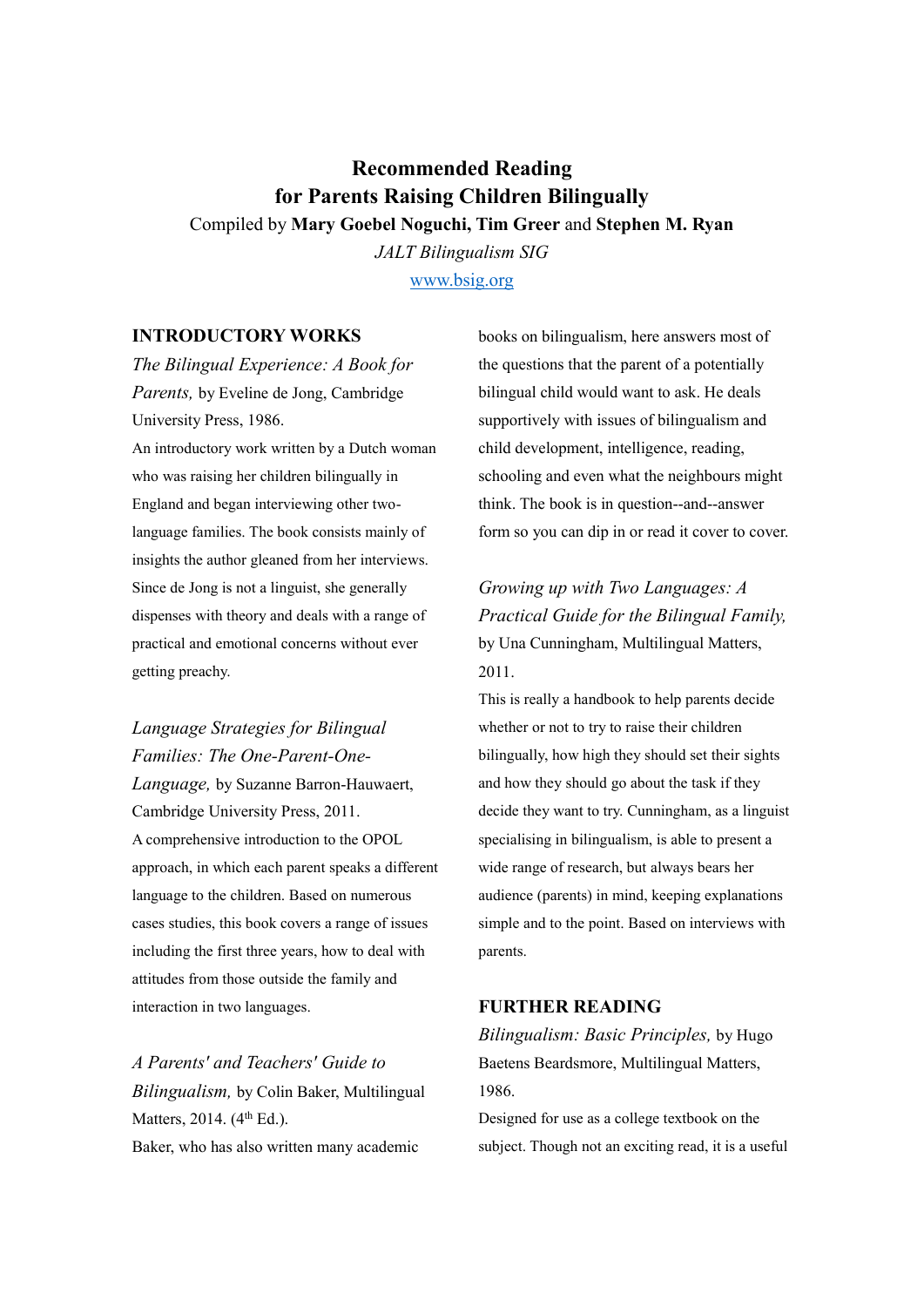# Recommended Reading for Parents Raising Children Bilingually

Compiled by **Mary Goebel Noguchi, Tim Greer** and **Stephen M. Ryan**

*JALT Bilingualism SIG*

www.bsig.org

## INTRODUCTORY WORKS

*The Bilingual Experience: A Book for Parents,* by Eveline de Jong, Cambridge University Press, 1986.

An introductory work written by a Dutch woman who was raising her children bilingually in England and began interviewing other two-language families. The book consists mainly of insights the author gleaned from her interviews. Since de Jong is not a linguist, she generally dispenses with theory and deals with a range of practical and emotional concerns without ever getting preachy.

*Language Strategies for Bilingual Families: The One-Parent-One-Language,* by Suzanne Barron-Hauwaert, Cambridge University Press, 2011.

A comprehensive introduction to the OPOL approach, in which each parent speaks a different language to the children. Based on numerous cases studies, this book covers a range of issues including the first three years, how to deal with attitudes from those outside the family and interaction in two languages.

*A Parents' and Teachers' Guide to Bilingualism,* by Colin Baker, Multilingual Matters, 2014. (4th Ed.).

Baker, who has also written many academic books on bilingualism, here answers most of the questions that the parent of a potentially bilingual child would want to ask. He deals supportively with issues of bilingualism and child development, intelligence, reading, schooling and even what the neighbours might think. The book is in question--and--answer form so you can dip in or read it cover to cover.

*Growing up with Two Languages: A Practical Guide for the Bilingual Family,* by Una Cunningham, Multilingual Matters, 2011.

This is really a handbook to help parents decide whether or not to try to raise their children bilingually, how high they should set their sights and how they should go about the task if they decide they want to try. Cunningham, as a linguist specialising in bilingualism, is able to present a wide range of research, but always bears her audience (parents) in mind, keeping explanations simple and to the point. Based on interviews with parents.

## FURTHER READING

*Bilingualism: Basic Principles,* by Hugo Baetens Beardsmore, Multilingual Matters, 1986.

Designed for use as a college textbook on the subject. Though not an exciting read, it is a useful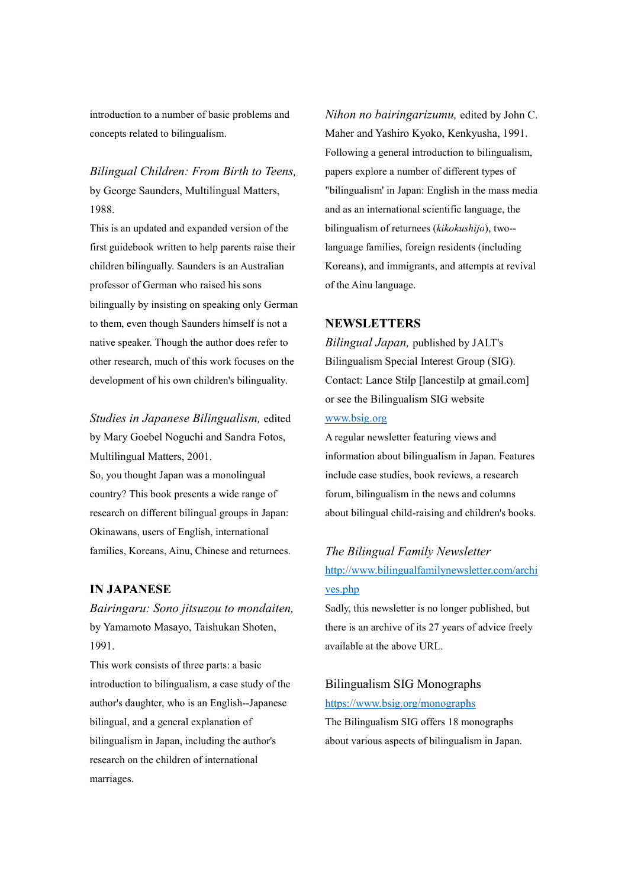introduction to a number of basic problems and concepts related to bilingualism.

*Bilingual Children: From Birth to Teens,* by George Saunders, Multilingual Matters, 1988.
This is an updated and expanded version of the first guidebook written to help parents raise their children bilingually. Saunders is an Australian professor of German who raised his sons bilingually by insisting on speaking only German to them, even though Saunders himself is not a native speaker. Though the author does refer to other research, much of this work focuses on the development of his own children's bilinguality.

*Studies in Japanese Bilingualism,* edited by Mary Goebel Noguchi and Sandra Fotos, Multilingual Matters, 2001.
So, you thought Japan was a monolingual country? This book presents a wide range of research on different bilingual groups in Japan: Okinawans, users of English, international families, Koreans, Ainu, Chinese and returnees.

## IN JAPANESE

*Bairingaru: Sono jitsuzou to mondaiten,* by Yamamoto Masayo, Taishukan Shoten, 1991.
This work consists of three parts: a basic introduction to bilingualism, a case study of the author's daughter, who is an English--Japanese bilingual, and a general explanation of bilingualism in Japan, including the author's research on the children of international marriages.

*Nihon no bairingarizumu,* edited by John C. Maher and Yashiro Kyoko, Kenkyusha, 1991.
Following a general introduction to bilingualism, papers explore a number of different types of "bilingualism' in Japan: English in the mass media and as an international scientific language, the bilingualism of returnees (*kikokushijo*), two--language families, foreign residents (including Koreans), and immigrants, and attempts at revival of the Ainu language.

## NEWSLETTERS

*Bilingual Japan,* published by JALT's Bilingualism Special Interest Group (SIG). Contact: Lance Stilp [lancestilp at gmail.com] or see the Bilingualism SIG website [www.bsig.org](www.bsig.org)
A regular newsletter featuring views and information about bilingualism in Japan. Features include case studies, book reviews, a research forum, bilingualism in the news and columns about bilingual child-raising and children's books.

*The Bilingual Family Newsletter*
[http://www.bilingualfamilynewsletter.com/archives.php](http://www.bilingualfamilynewsletter.com/archives.php)
Sadly, this newsletter is no longer published, but there is an archive of its 27 years of advice freely available at the above URL.

Bilingualism SIG Monographs
[https://www.bsig.org/monographs](https://www.bsig.org/monographs)
The Bilingualism SIG offers 18 monographs about various aspects of bilingualism in Japan.